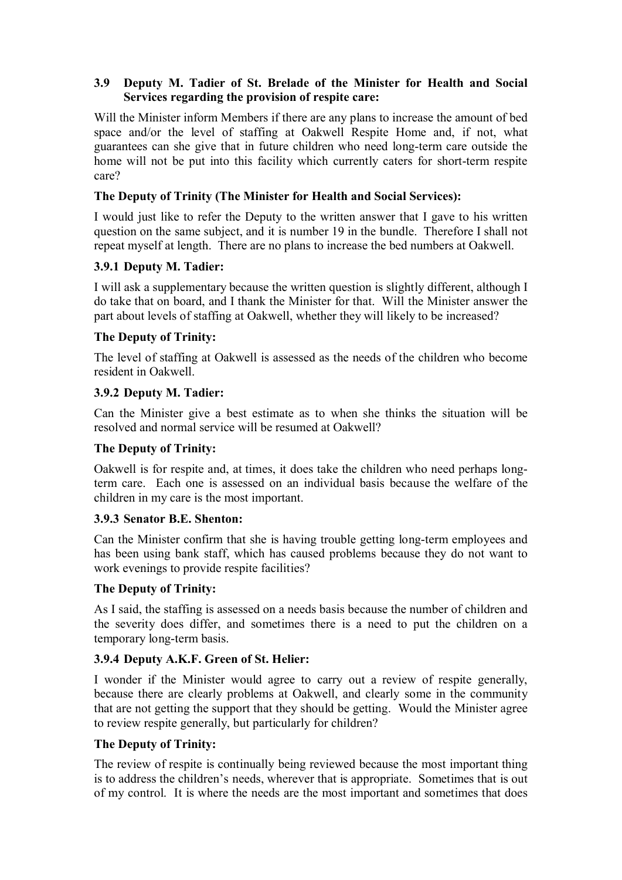### 3.9 Deputy M. Tadier of St. Brelade of the Minister for Health and Social Services regarding the provision of respite care:

Will the Minister inform Members if there are any plans to increase the amount of bed space and/or the level of staffing at Oakwell Respite Home and, if not, what guarantees can she give that in future children who need long-term care outside the home will not be put into this facility which currently caters for short-term respite care?

**The Deputy of Trinity (The Minister for Health and Social Services):**

I would just like to refer the Deputy to the written answer that I gave to his written question on the same subject, and it is number 19 in the bundle. Therefore I shall not repeat myself at length. There are no plans to increase the bed numbers at Oakwell.

#### 3.9.1 Deputy M. Tadier:

I will ask a supplementary because the written question is slightly different, although I do take that on board, and I thank the Minister for that. Will the Minister answer the part about levels of staffing at Oakwell, whether they will likely to be increased?

**The Deputy of Trinity:**

The level of staffing at Oakwell is assessed as the needs of the children who become resident in Oakwell.

#### 3.9.2 Deputy M. Tadier:

Can the Minister give a best estimate as to when she thinks the situation will be resolved and normal service will be resumed at Oakwell?

**The Deputy of Trinity:**

Oakwell is for respite and, at times, it does take the children who need perhaps long-term care. Each one is assessed on an individual basis because the welfare of the children in my care is the most important.

#### 3.9.3 Senator B.E. Shenton:

Can the Minister confirm that she is having trouble getting long-term employees and has been using bank staff, which has caused problems because they do not want to work evenings to provide respite facilities?

**The Deputy of Trinity:**

As I said, the staffing is assessed on a needs basis because the number of children and the severity does differ, and sometimes there is a need to put the children on a temporary long-term basis.

#### 3.9.4 Deputy A.K.F. Green of St. Helier:

I wonder if the Minister would agree to carry out a review of respite generally, because there are clearly problems at Oakwell, and clearly some in the community that are not getting the support that they should be getting. Would the Minister agree to review respite generally, but particularly for children?

**The Deputy of Trinity:**

The review of respite is continually being reviewed because the most important thing is to address the children's needs, wherever that is appropriate. Sometimes that is out of my control. It is where the needs are the most important and sometimes that does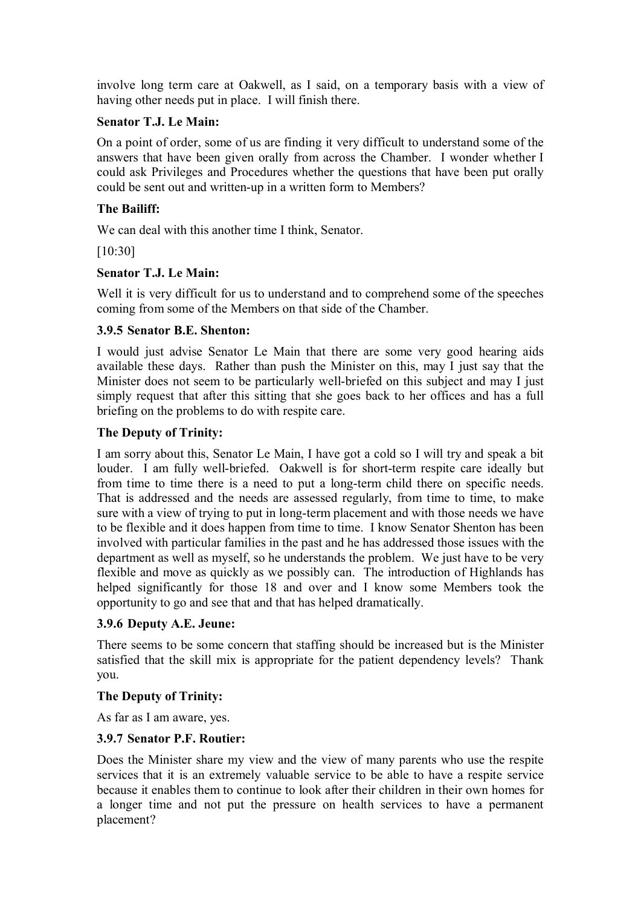involve long term care at Oakwell, as I said, on a temporary basis with a view of having other needs put in place. I will finish there.

**Senator T.J. Le Main:**

On a point of order, some of us are finding it very difficult to understand some of the answers that have been given orally from across the Chamber. I wonder whether I could ask Privileges and Procedures whether the questions that have been put orally could be sent out and written-up in a written form to Members?

**The Bailiff:**

We can deal with this another time I think, Senator.

[10:30]

**Senator T.J. Le Main:**

Well it is very difficult for us to understand and to comprehend some of the speeches coming from some of the Members on that side of the Chamber.

**3.9.5 Senator B.E. Shenton:**

I would just advise Senator Le Main that there are some very good hearing aids available these days. Rather than push the Minister on this, may I just say that the Minister does not seem to be particularly well-briefed on this subject and may I just simply request that after this sitting that she goes back to her offices and has a full briefing on the problems to do with respite care.

**The Deputy of Trinity:**

I am sorry about this, Senator Le Main, I have got a cold so I will try and speak a bit louder. I am fully well-briefed. Oakwell is for short-term respite care ideally but from time to time there is a need to put a long-term child there on specific needs. That is addressed and the needs are assessed regularly, from time to time, to make sure with a view of trying to put in long-term placement and with those needs we have to be flexible and it does happen from time to time. I know Senator Shenton has been involved with particular families in the past and he has addressed those issues with the department as well as myself, so he understands the problem. We just have to be very flexible and move as quickly as we possibly can. The introduction of Highlands has helped significantly for those 18 and over and I know some Members took the opportunity to go and see that and that has helped dramatically.

**3.9.6 Deputy A.E. Jeune:**

There seems to be some concern that staffing should be increased but is the Minister satisfied that the skill mix is appropriate for the patient dependency levels? Thank you.

**The Deputy of Trinity:**

As far as I am aware, yes.

**3.9.7 Senator P.F. Routier:**

Does the Minister share my view and the view of many parents who use the respite services that it is an extremely valuable service to be able to have a respite service because it enables them to continue to look after their children in their own homes for a longer time and not put the pressure on health services to have a permanent placement?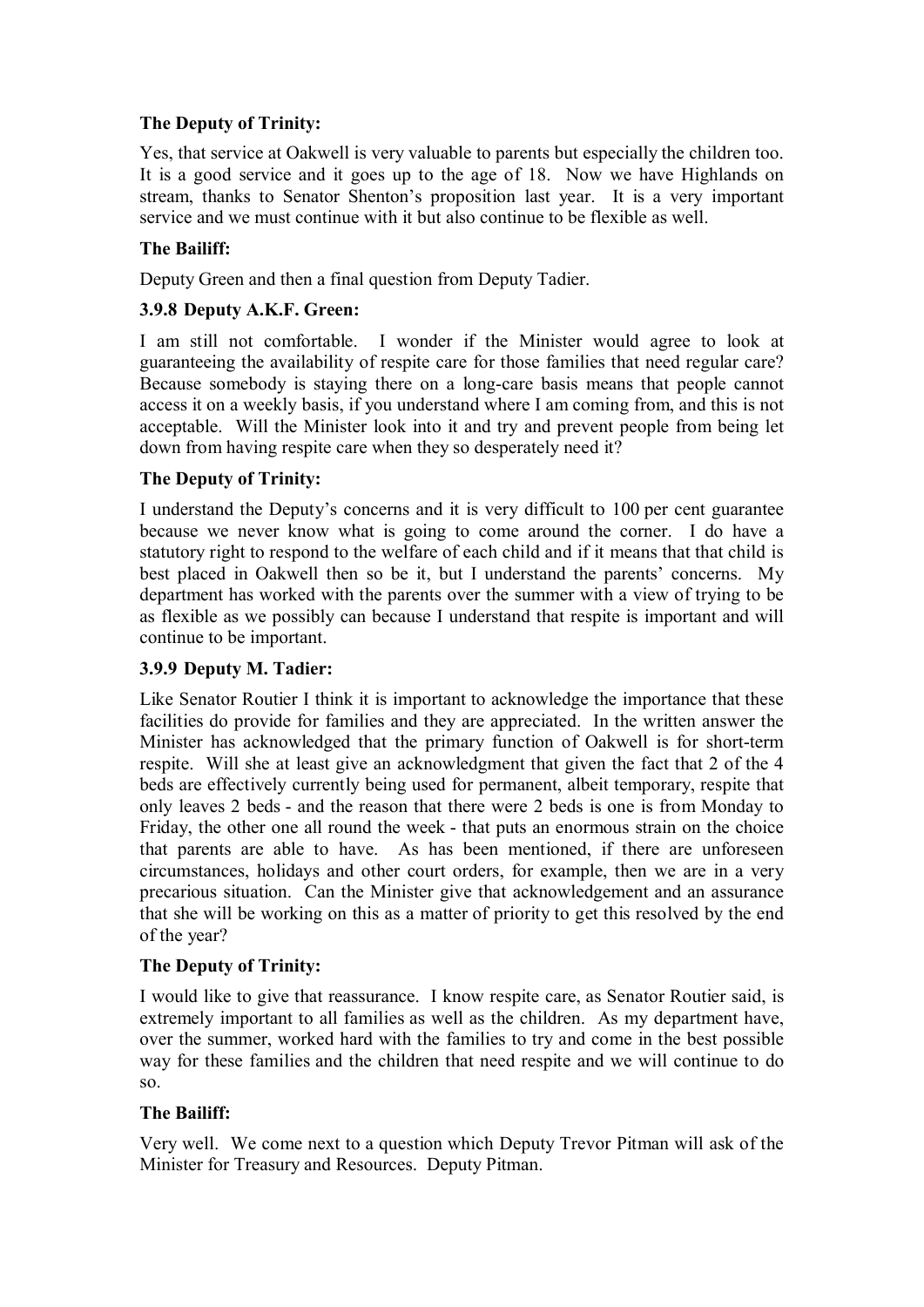**The Deputy of Trinity:**

Yes, that service at Oakwell is very valuable to parents but especially the children too. It is a good service and it goes up to the age of 18. Now we have Highlands on stream, thanks to Senator Shenton's proposition last year. It is a very important service and we must continue with it but also continue to be flexible as well.

**The Bailiff:**

Deputy Green and then a final question from Deputy Tadier.

**3.9.8 Deputy A.K.F. Green:**

I am still not comfortable. I wonder if the Minister would agree to look at guaranteeing the availability of respite care for those families that need regular care? Because somebody is staying there on a long-care basis means that people cannot access it on a weekly basis, if you understand where I am coming from, and this is not acceptable. Will the Minister look into it and try and prevent people from being let down from having respite care when they so desperately need it?

**The Deputy of Trinity:**

I understand the Deputy's concerns and it is very difficult to 100 per cent guarantee because we never know what is going to come around the corner. I do have a statutory right to respond to the welfare of each child and if it means that that child is best placed in Oakwell then so be it, but I understand the parents' concerns. My department has worked with the parents over the summer with a view of trying to be as flexible as we possibly can because I understand that respite is important and will continue to be important.

**3.9.9 Deputy M. Tadier:**

Like Senator Routier I think it is important to acknowledge the importance that these facilities do provide for families and they are appreciated. In the written answer the Minister has acknowledged that the primary function of Oakwell is for short-term respite. Will she at least give an acknowledgment that given the fact that 2 of the 4 beds are effectively currently being used for permanent, albeit temporary, respite that only leaves 2 beds - and the reason that there were 2 beds is one is from Monday to Friday, the other one all round the week - that puts an enormous strain on the choice that parents are able to have. As has been mentioned, if there are unforeseen circumstances, holidays and other court orders, for example, then we are in a very precarious situation. Can the Minister give that acknowledgement and an assurance that she will be working on this as a matter of priority to get this resolved by the end of the year?

**The Deputy of Trinity:**

I would like to give that reassurance. I know respite care, as Senator Routier said, is extremely important to all families as well as the children. As my department have, over the summer, worked hard with the families to try and come in the best possible way for these families and the children that need respite and we will continue to do so.

**The Bailiff:**

Very well. We come next to a question which Deputy Trevor Pitman will ask of the Minister for Treasury and Resources. Deputy Pitman.